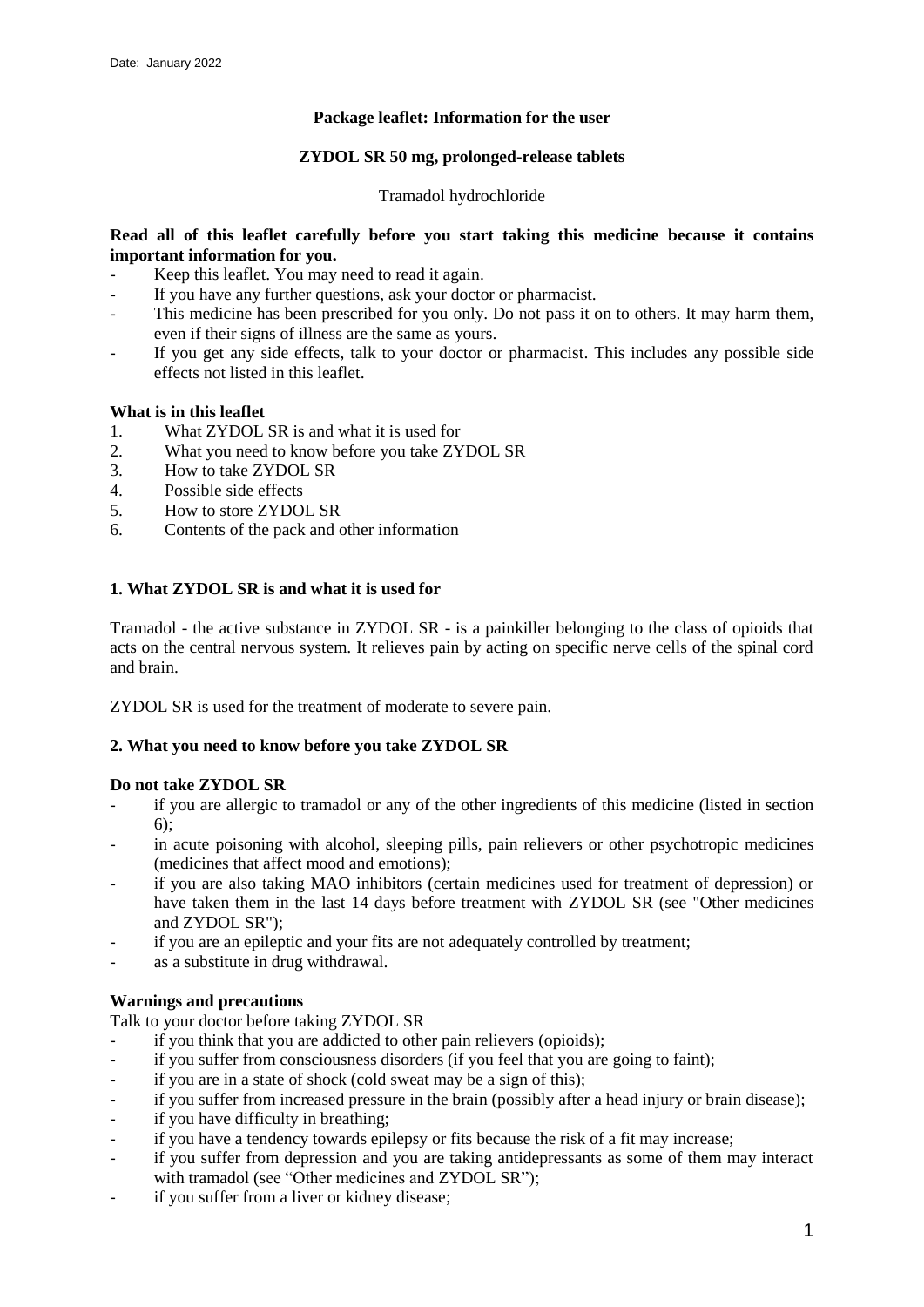Date: January 2022

**Package leaflet: Information for the user**

**ZYDOL SR 50 mg, prolonged-release tablets**

Tramadol hydrochloride

**Read all of this leaflet carefully before you start taking this medicine because it contains important information for you.**

- Keep this leaflet. You may need to read it again.
- If you have any further questions, ask your doctor or pharmacist.
- This medicine has been prescribed for you only. Do not pass it on to others. It may harm them, even if their signs of illness are the same as yours.
- If you get any side effects, talk to your doctor or pharmacist. This includes any possible side effects not listed in this leaflet.

**What is in this leaflet**

1. What ZYDOL SR is and what it is used for
2. What you need to know before you take ZYDOL SR
3. How to take ZYDOL SR
4. Possible side effects
5. How to store ZYDOL SR
6. Contents of the pack and other information

## 1. What ZYDOL SR is and what it is used for

Tramadol - the active substance in ZYDOL SR - is a painkiller belonging to the class of opioids that acts on the central nervous system. It relieves pain by acting on specific nerve cells of the spinal cord and brain.

ZYDOL SR is used for the treatment of moderate to severe pain.

## 2. What you need to know before you take ZYDOL SR

**Do not take ZYDOL SR**

- if you are allergic to tramadol or any of the other ingredients of this medicine (listed in section 6);
- in acute poisoning with alcohol, sleeping pills, pain relievers or other psychotropic medicines (medicines that affect mood and emotions);
- if you are also taking MAO inhibitors (certain medicines used for treatment of depression) or have taken them in the last 14 days before treatment with ZYDOL SR (see "Other medicines and ZYDOL SR");
- if you are an epileptic and your fits are not adequately controlled by treatment;
- as a substitute in drug withdrawal.

**Warnings and precautions**

Talk to your doctor before taking ZYDOL SR

- if you think that you are addicted to other pain relievers (opioids);
- if you suffer from consciousness disorders (if you feel that you are going to faint);
- if you are in a state of shock (cold sweat may be a sign of this);
- if you suffer from increased pressure in the brain (possibly after a head injury or brain disease);
- if you have difficulty in breathing;
- if you have a tendency towards epilepsy or fits because the risk of a fit may increase;
- if you suffer from depression and you are taking antidepressants as some of them may interact with tramadol (see "Other medicines and ZYDOL SR");
- if you suffer from a liver or kidney disease;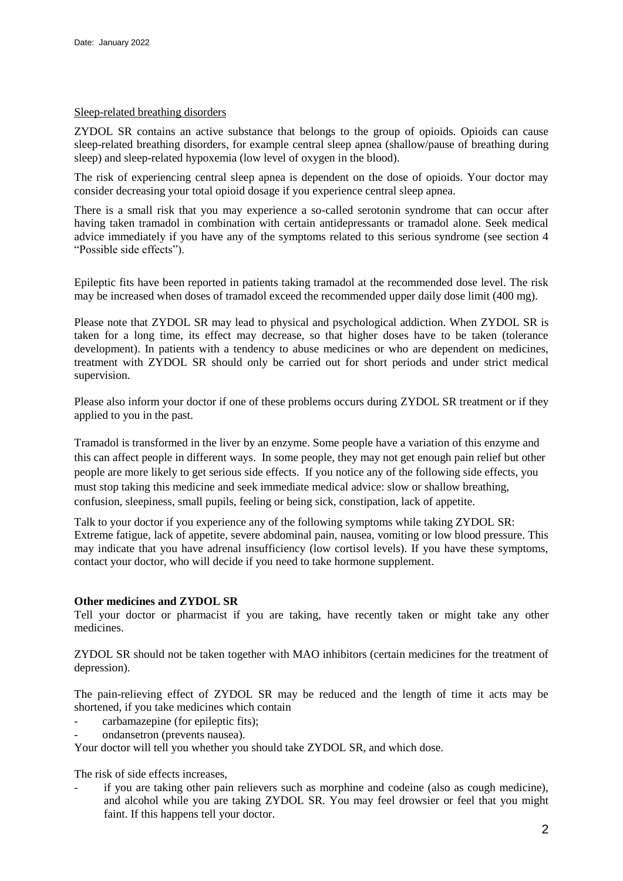Date: January 2022

Sleep-related breathing disorders

ZYDOL SR contains an active substance that belongs to the group of opioids. Opioids can cause sleep-related breathing disorders, for example central sleep apnea (shallow/pause of breathing during sleep) and sleep-related hypoxemia (low level of oxygen in the blood).

The risk of experiencing central sleep apnea is dependent on the dose of opioids. Your doctor may consider decreasing your total opioid dosage if you experience central sleep apnea.

There is a small risk that you may experience a so-called serotonin syndrome that can occur after having taken tramadol in combination with certain antidepressants or tramadol alone. Seek medical advice immediately if you have any of the symptoms related to this serious syndrome (see section 4 "Possible side effects").

Epileptic fits have been reported in patients taking tramadol at the recommended dose level. The risk may be increased when doses of tramadol exceed the recommended upper daily dose limit (400 mg).

Please note that ZYDOL SR may lead to physical and psychological addiction. When ZYDOL SR is taken for a long time, its effect may decrease, so that higher doses have to be taken (tolerance development). In patients with a tendency to abuse medicines or who are dependent on medicines, treatment with ZYDOL SR should only be carried out for short periods and under strict medical supervision.

Please also inform your doctor if one of these problems occurs during ZYDOL SR treatment or if they applied to you in the past.

Tramadol is transformed in the liver by an enzyme. Some people have a variation of this enzyme and this can affect people in different ways. In some people, they may not get enough pain relief but other people are more likely to get serious side effects. If you notice any of the following side effects, you must stop taking this medicine and seek immediate medical advice: slow or shallow breathing, confusion, sleepiness, small pupils, feeling or being sick, constipation, lack of appetite.

Talk to your doctor if you experience any of the following symptoms while taking ZYDOL SR: Extreme fatigue, lack of appetite, severe abdominal pain, nausea, vomiting or low blood pressure. This may indicate that you have adrenal insufficiency (low cortisol levels). If you have these symptoms, contact your doctor, who will decide if you need to take hormone supplement.

**Other medicines and ZYDOL SR**

Tell your doctor or pharmacist if you are taking, have recently taken or might take any other medicines.

ZYDOL SR should not be taken together with MAO inhibitors (certain medicines for the treatment of depression).

The pain-relieving effect of ZYDOL SR may be reduced and the length of time it acts may be shortened, if you take medicines which contain

- carbamazepine (for epileptic fits);
- ondansetron (prevents nausea).

Your doctor will tell you whether you should take ZYDOL SR, and which dose.

The risk of side effects increases,

- if you are taking other pain relievers such as morphine and codeine (also as cough medicine), and alcohol while you are taking ZYDOL SR. You may feel drowsier or feel that you might faint. If this happens tell your doctor.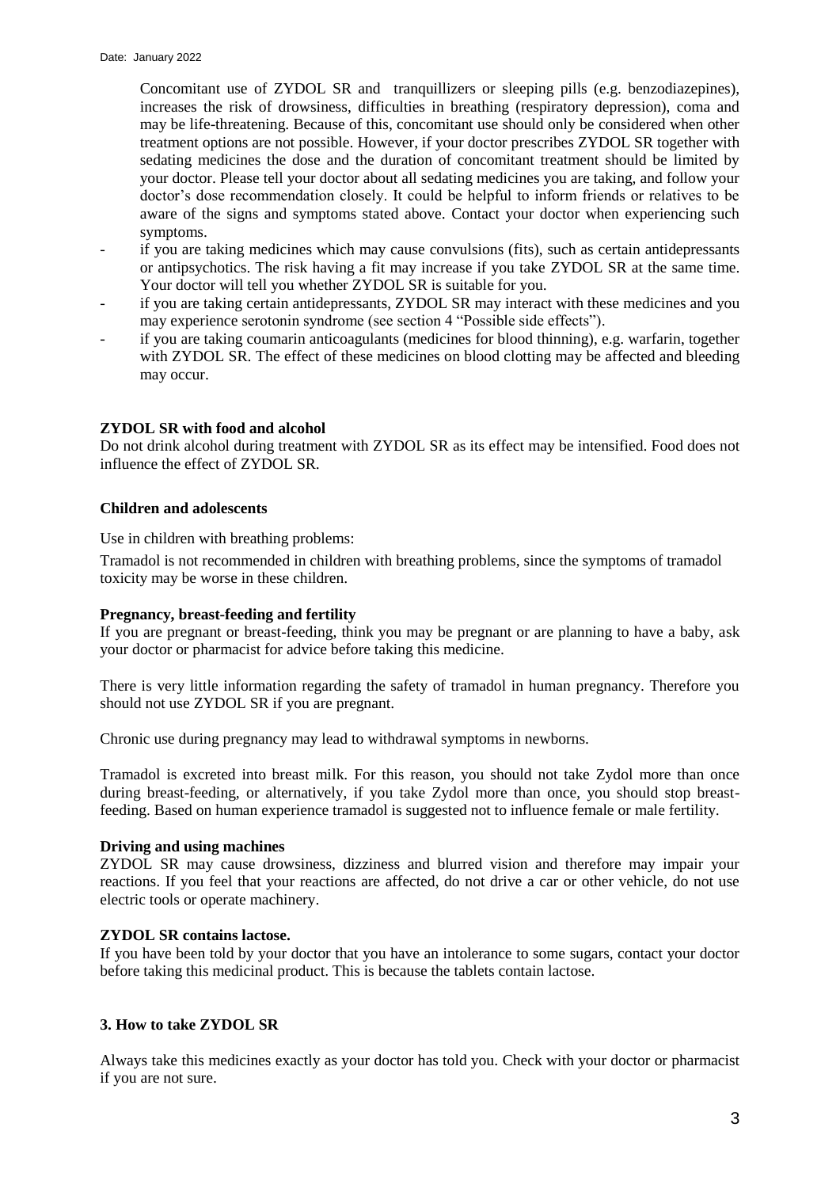Concomitant use of ZYDOL SR and tranquillizers or sleeping pills (e.g. benzodiazepines), increases the risk of drowsiness, difficulties in breathing (respiratory depression), coma and may be life-threatening. Because of this, concomitant use should only be considered when other treatment options are not possible. However, if your doctor prescribes ZYDOL SR together with sedating medicines the dose and the duration of concomitant treatment should be limited by your doctor. Please tell your doctor about all sedating medicines you are taking, and follow your doctor's dose recommendation closely. It could be helpful to inform friends or relatives to be aware of the signs and symptoms stated above. Contact your doctor when experiencing such symptoms.

- if you are taking medicines which may cause convulsions (fits), such as certain antidepressants or antipsychotics. The risk having a fit may increase if you take ZYDOL SR at the same time. Your doctor will tell you whether ZYDOL SR is suitable for you.
- if you are taking certain antidepressants, ZYDOL SR may interact with these medicines and you may experience serotonin syndrome (see section 4 "Possible side effects").
- if you are taking coumarin anticoagulants (medicines for blood thinning), e.g. warfarin, together with ZYDOL SR. The effect of these medicines on blood clotting may be affected and bleeding may occur.

**ZYDOL SR with food and alcohol**

Do not drink alcohol during treatment with ZYDOL SR as its effect may be intensified. Food does not influence the effect of ZYDOL SR.

**Children and adolescents**

Use in children with breathing problems:

Tramadol is not recommended in children with breathing problems, since the symptoms of tramadol toxicity may be worse in these children.

**Pregnancy, breast-feeding and fertility**

If you are pregnant or breast-feeding, think you may be pregnant or are planning to have a baby, ask your doctor or pharmacist for advice before taking this medicine.

There is very little information regarding the safety of tramadol in human pregnancy. Therefore you should not use ZYDOL SR if you are pregnant.

Chronic use during pregnancy may lead to withdrawal symptoms in newborns.

Tramadol is excreted into breast milk. For this reason, you should not take Zydol more than once during breast-feeding, or alternatively, if you take Zydol more than once, you should stop breast-feeding. Based on human experience tramadol is suggested not to influence female or male fertility.

**Driving and using machines**

ZYDOL SR may cause drowsiness, dizziness and blurred vision and therefore may impair your reactions. If you feel that your reactions are affected, do not drive a car or other vehicle, do not use electric tools or operate machinery.

**ZYDOL SR contains lactose.**

If you have been told by your doctor that you have an intolerance to some sugars, contact your doctor before taking this medicinal product. This is because the tablets contain lactose.

## 3. How to take ZYDOL SR

Always take this medicines exactly as your doctor has told you. Check with your doctor or pharmacist if you are not sure.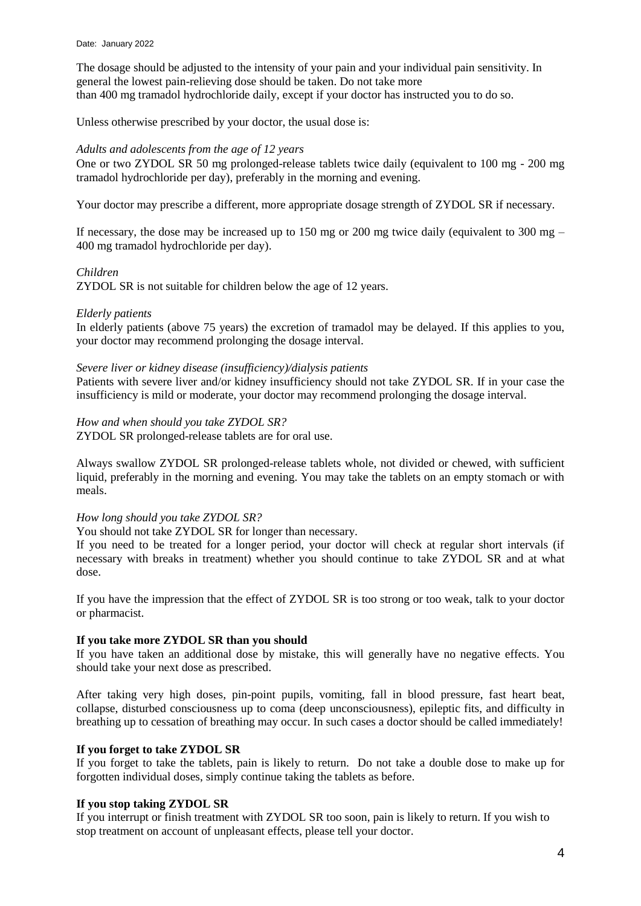The dosage should be adjusted to the intensity of your pain and your individual pain sensitivity. In general the lowest pain-relieving dose should be taken. Do not take more than 400 mg tramadol hydrochloride daily, except if your doctor has instructed you to do so.

Unless otherwise prescribed by your doctor, the usual dose is:

*Adults and adolescents from the age of 12 years*
One or two ZYDOL SR 50 mg prolonged-release tablets twice daily (equivalent to 100 mg - 200 mg tramadol hydrochloride per day), preferably in the morning and evening.

Your doctor may prescribe a different, more appropriate dosage strength of ZYDOL SR if necessary.

If necessary, the dose may be increased up to 150 mg or 200 mg twice daily (equivalent to 300 mg – 400 mg tramadol hydrochloride per day).

*Children*
ZYDOL SR is not suitable for children below the age of 12 years.

*Elderly patients*
In elderly patients (above 75 years) the excretion of tramadol may be delayed. If this applies to you, your doctor may recommend prolonging the dosage interval.

*Severe liver or kidney disease (insufficiency)/dialysis patients*
Patients with severe liver and/or kidney insufficiency should not take ZYDOL SR. If in your case the insufficiency is mild or moderate, your doctor may recommend prolonging the dosage interval.

*How and when should you take ZYDOL SR?*
ZYDOL SR prolonged-release tablets are for oral use.

Always swallow ZYDOL SR prolonged-release tablets whole, not divided or chewed, with sufficient liquid, preferably in the morning and evening. You may take the tablets on an empty stomach or with meals.

*How long should you take ZYDOL SR?*
You should not take ZYDOL SR for longer than necessary.
If you need to be treated for a longer period, your doctor will check at regular short intervals (if necessary with breaks in treatment) whether you should continue to take ZYDOL SR and at what dose.

If you have the impression that the effect of ZYDOL SR is too strong or too weak, talk to your doctor or pharmacist.

**If you take more ZYDOL SR than you should**
If you have taken an additional dose by mistake, this will generally have no negative effects. You should take your next dose as prescribed.

After taking very high doses, pin-point pupils, vomiting, fall in blood pressure, fast heart beat, collapse, disturbed consciousness up to coma (deep unconsciousness), epileptic fits, and difficulty in breathing up to cessation of breathing may occur. In such cases a doctor should be called immediately!

**If you forget to take ZYDOL SR**
If you forget to take the tablets, pain is likely to return. Do not take a double dose to make up for forgotten individual doses, simply continue taking the tablets as before.

**If you stop taking ZYDOL SR**
If you interrupt or finish treatment with ZYDOL SR too soon, pain is likely to return. If you wish to stop treatment on account of unpleasant effects, please tell your doctor.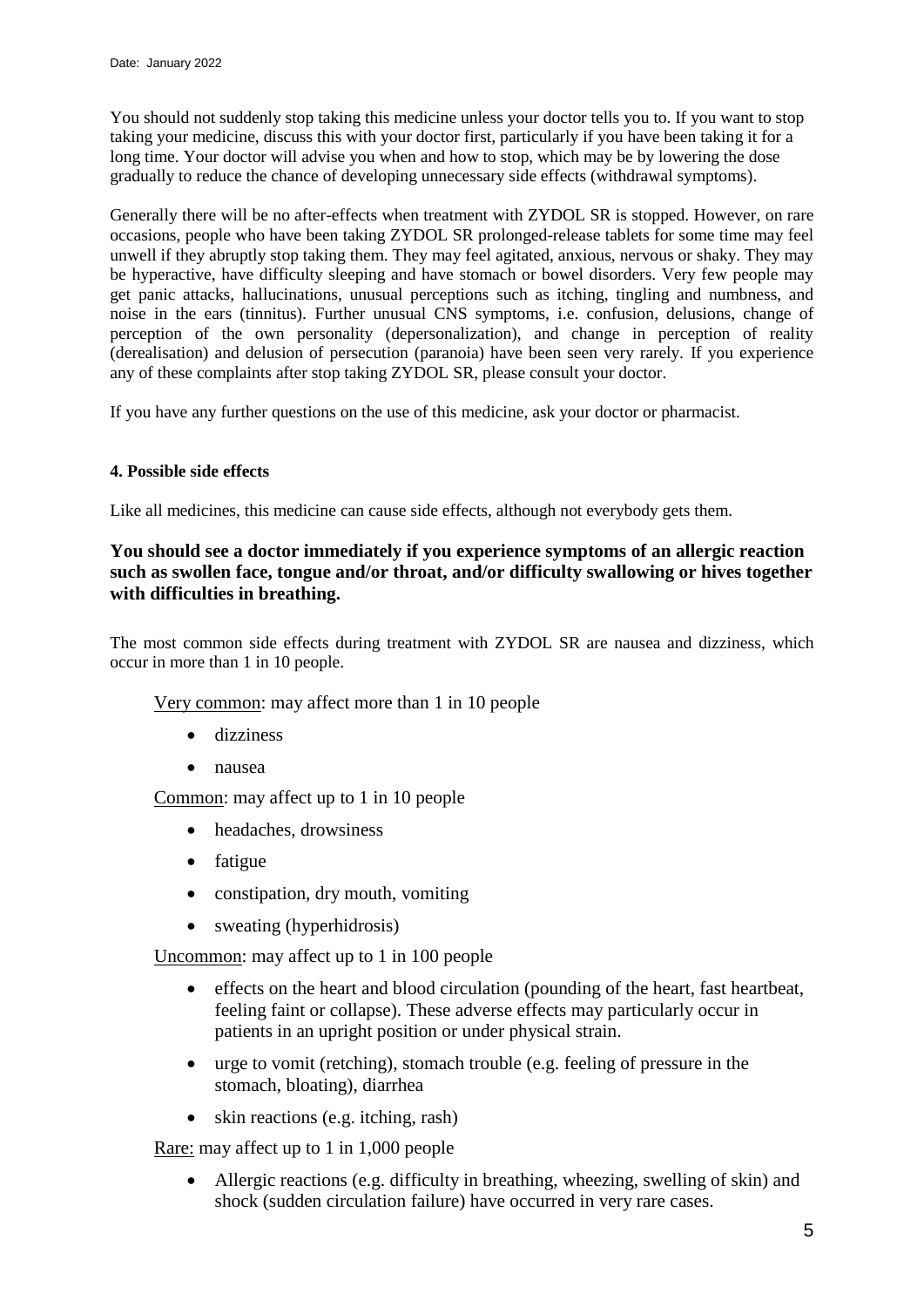You should not suddenly stop taking this medicine unless your doctor tells you to. If you want to stop taking your medicine, discuss this with your doctor first, particularly if you have been taking it for a long time. Your doctor will advise you when and how to stop, which may be by lowering the dose gradually to reduce the chance of developing unnecessary side effects (withdrawal symptoms).

Generally there will be no after-effects when treatment with ZYDOL SR is stopped. However, on rare occasions, people who have been taking ZYDOL SR prolonged-release tablets for some time may feel unwell if they abruptly stop taking them. They may feel agitated, anxious, nervous or shaky. They may be hyperactive, have difficulty sleeping and have stomach or bowel disorders. Very few people may get panic attacks, hallucinations, unusual perceptions such as itching, tingling and numbness, and noise in the ears (tinnitus). Further unusual CNS symptoms, i.e. confusion, delusions, change of perception of the own personality (depersonalization), and change in perception of reality (derealisation) and delusion of persecution (paranoia) have been seen very rarely. If you experience any of these complaints after stop taking ZYDOL SR, please consult your doctor.

If you have any further questions on the use of this medicine, ask your doctor or pharmacist.

#### 4. Possible side effects

Like all medicines, this medicine can cause side effects, although not everybody gets them.

**You should see a doctor immediately if you experience symptoms of an allergic reaction such as swollen face, tongue and/or throat, and/or difficulty swallowing or hives together with difficulties in breathing.**

The most common side effects during treatment with ZYDOL SR are nausea and dizziness, which occur in more than 1 in 10 people.

Very common: may affect more than 1 in 10 people

- dizziness
- nausea

Common: may affect up to 1 in 10 people

- headaches, drowsiness
- fatigue
- constipation, dry mouth, vomiting
- sweating (hyperhidrosis)

Uncommon: may affect up to 1 in 100 people

- effects on the heart and blood circulation (pounding of the heart, fast heartbeat, feeling faint or collapse). These adverse effects may particularly occur in patients in an upright position or under physical strain.
- urge to vomit (retching), stomach trouble (e.g. feeling of pressure in the stomach, bloating), diarrhea
- skin reactions (e.g. itching, rash)

Rare: may affect up to 1 in 1,000 people

- Allergic reactions (e.g. difficulty in breathing, wheezing, swelling of skin) and shock (sudden circulation failure) have occurred in very rare cases.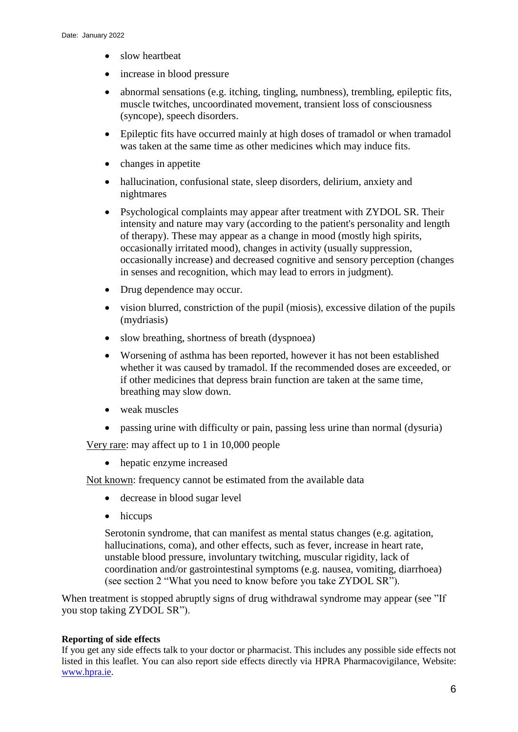- slow heartbeat
- increase in blood pressure
- abnormal sensations (e.g. itching, tingling, numbness), trembling, epileptic fits, muscle twitches, uncoordinated movement, transient loss of consciousness (syncope), speech disorders.
- Epileptic fits have occurred mainly at high doses of tramadol or when tramadol was taken at the same time as other medicines which may induce fits.
- changes in appetite
- hallucination, confusional state, sleep disorders, delirium, anxiety and nightmares
- Psychological complaints may appear after treatment with ZYDOL SR. Their intensity and nature may vary (according to the patient's personality and length of therapy). These may appear as a change in mood (mostly high spirits, occasionally irritated mood), changes in activity (usually suppression, occasionally increase) and decreased cognitive and sensory perception (changes in senses and recognition, which may lead to errors in judgment).
- Drug dependence may occur.
- vision blurred, constriction of the pupil (miosis), excessive dilation of the pupils (mydriasis)
- slow breathing, shortness of breath (dyspnoea)
- Worsening of asthma has been reported, however it has not been established whether it was caused by tramadol. If the recommended doses are exceeded, or if other medicines that depress brain function are taken at the same time, breathing may slow down.
- weak muscles
- passing urine with difficulty or pain, passing less urine than normal (dysuria)

<u>Very rare</u>: may affect up to 1 in 10,000 people

- hepatic enzyme increased

<u>Not known</u>: frequency cannot be estimated from the available data

- decrease in blood sugar level
- hiccups

Serotonin syndrome, that can manifest as mental status changes (e.g. agitation, hallucinations, coma), and other effects, such as fever, increase in heart rate, unstable blood pressure, involuntary twitching, muscular rigidity, lack of coordination and/or gastrointestinal symptoms (e.g. nausea, vomiting, diarrhoea) (see section 2 "What you need to know before you take ZYDOL SR").

When treatment is stopped abruptly signs of drug withdrawal syndrome may appear (see "If you stop taking ZYDOL SR").

**Reporting of side effects**

If you get any side effects talk to your doctor or pharmacist. This includes any possible side effects not listed in this leaflet. You can also report side effects directly via HPRA Pharmacovigilance, Website: www.hpra.ie.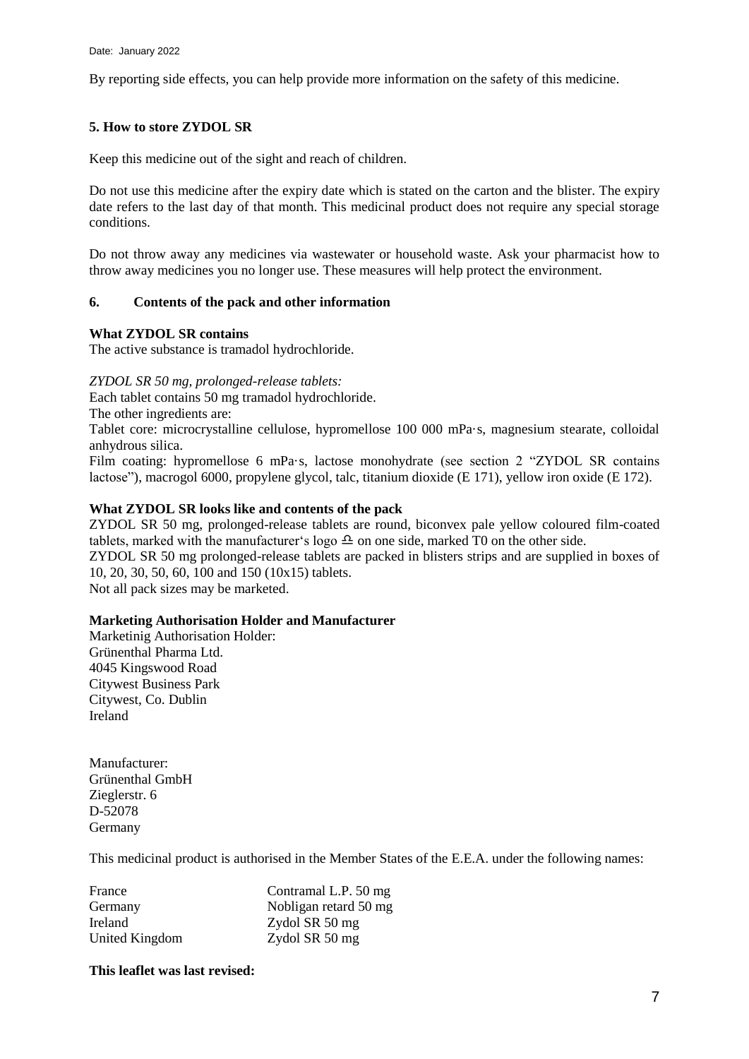Date: January 2022

By reporting side effects, you can help provide more information on the safety of this medicine.

## 5. How to store ZYDOL SR

Keep this medicine out of the sight and reach of children.

Do not use this medicine after the expiry date which is stated on the carton and the blister. The expiry date refers to the last day of that month. This medicinal product does not require any special storage conditions.

Do not throw away any medicines via wastewater or household waste. Ask your pharmacist how to throw away medicines you no longer use. These measures will help protect the environment.

## 6. Contents of the pack and other information

**What ZYDOL SR contains**

The active substance is tramadol hydrochloride.

*ZYDOL SR 50 mg, prolonged-release tablets:*

Each tablet contains 50 mg tramadol hydrochloride.

The other ingredients are:

Tablet core: microcrystalline cellulose, hypromellose 100 000 mPa·s, magnesium stearate, colloidal anhydrous silica.

Film coating: hypromellose 6 mPa·s, lactose monohydrate (see section 2 "ZYDOL SR contains lactose"), macrogol 6000, propylene glycol, talc, titanium dioxide (E 171), yellow iron oxide (E 172).

**What ZYDOL SR looks like and contents of the pack**

ZYDOL SR 50 mg, prolonged-release tablets are round, biconvex pale yellow coloured film-coated tablets, marked with the manufacturer's logo ♎ on one side, marked T0 on the other side.

ZYDOL SR 50 mg prolonged-release tablets are packed in blisters strips and are supplied in boxes of 10, 20, 30, 50, 60, 100 and 150 (10x15) tablets.

Not all pack sizes may be marketed.

**Marketing Authorisation Holder and Manufacturer**

Marketinig Authorisation Holder:
Grünenthal Pharma Ltd.
4045 Kingswood Road
Citywest Business Park
Citywest, Co. Dublin
Ireland

Manufacturer:
Grünenthal GmbH
Zieglerstr. 6
D-52078
Germany

This medicinal product is authorised in the Member States of the E.E.A. under the following names:

| | |
|---|---|
| France | Contramal L.P. 50 mg |
| Germany | Nobligan retard 50 mg |
| Ireland | Zydol SR 50 mg |
| United Kingdom | Zydol SR 50 mg |

**This leaflet was last revised:**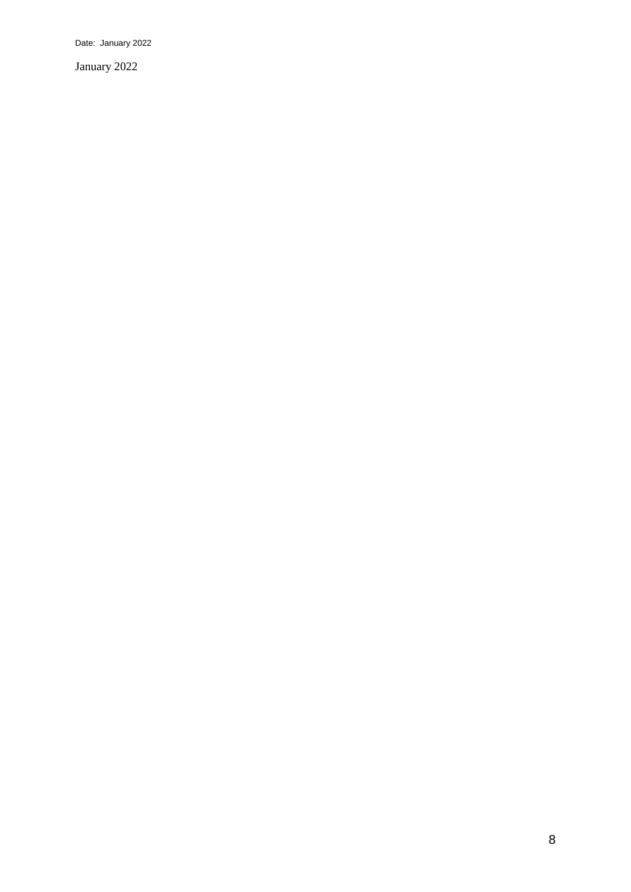Date: January 2022

January 2022